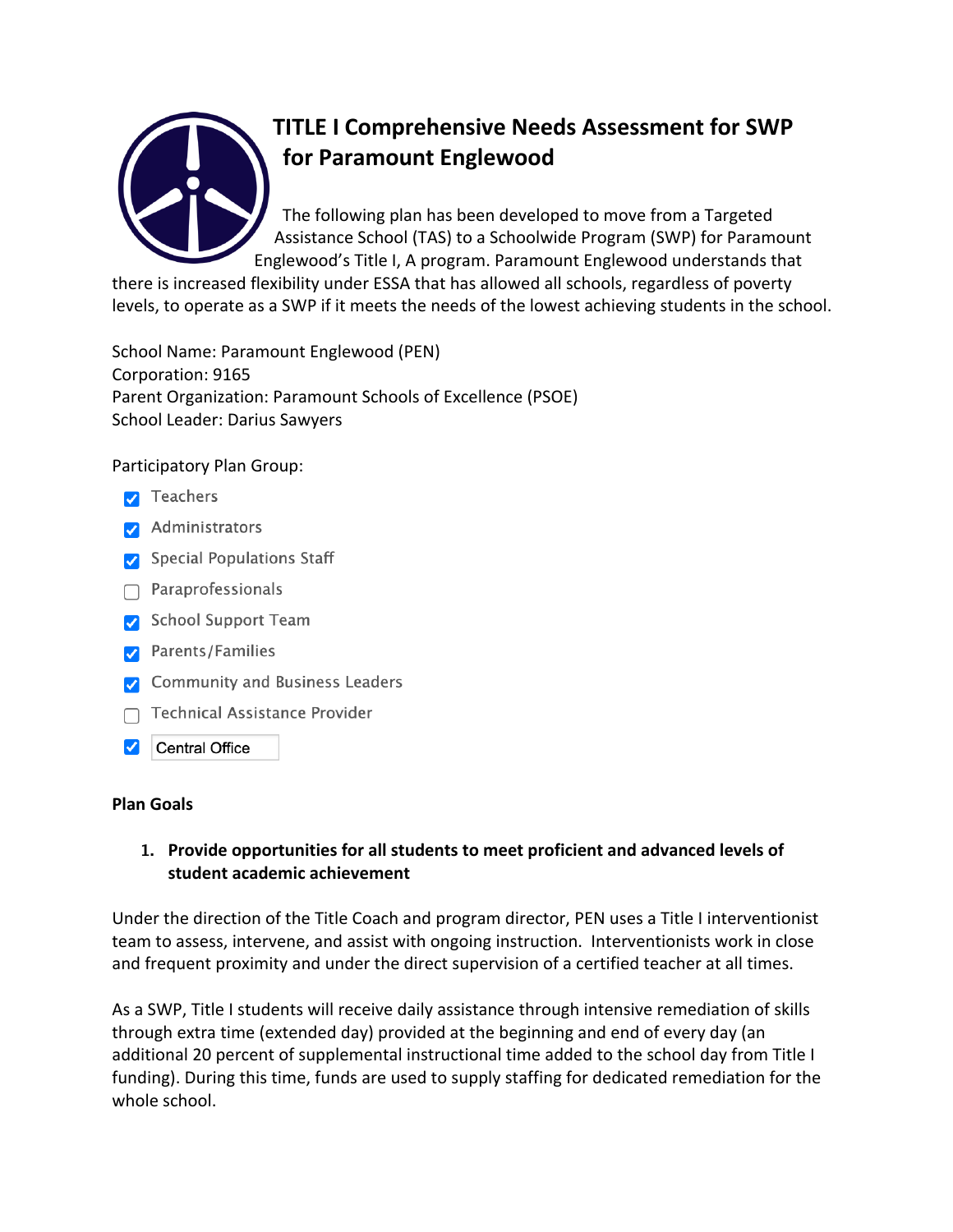# TITLE I Comprehensive Needs Assessment for SWP for Paramount Englewood

The following plan has been developed to move from a Targeted Assistance School (TAS) to a Schoolwide Program (SWP) for Paramount Englewood's Title I, A program. Paramount Englewood understands that there is increased flexibility under ESSA that has allowed all schools, regardless of poverty levels, to operate as a SWP if it meets the needs of the lowest achieving students in the school.

School Name: Paramount Englewood (PEN)
Corporation: 9165
Parent Organization: Paramount Schools of Excellence (PSOE)
School Leader: Darius Sawyers

Participatory Plan Group:

- [x] Teachers
- [x] Administrators
- [x] Special Populations Staff
- [ ] Paraprofessionals
- [x] School Support Team
- [x] Parents/Families
- [x] Community and Business Leaders
- [ ] Technical Assistance Provider
- [x] Central Office

**Plan Goals**

1. **Provide opportunities for all students to meet proficient and advanced levels of student academic achievement**

Under the direction of the Title Coach and program director, PEN uses a Title I interventionist team to assess, intervene, and assist with ongoing instruction. Interventionists work in close and frequent proximity and under the direct supervision of a certified teacher at all times.

As a SWP, Title I students will receive daily assistance through intensive remediation of skills through extra time (extended day) provided at the beginning and end of every day (an additional 20 percent of supplemental instructional time added to the school day from Title I funding). During this time, funds are used to supply staffing for dedicated remediation for the whole school.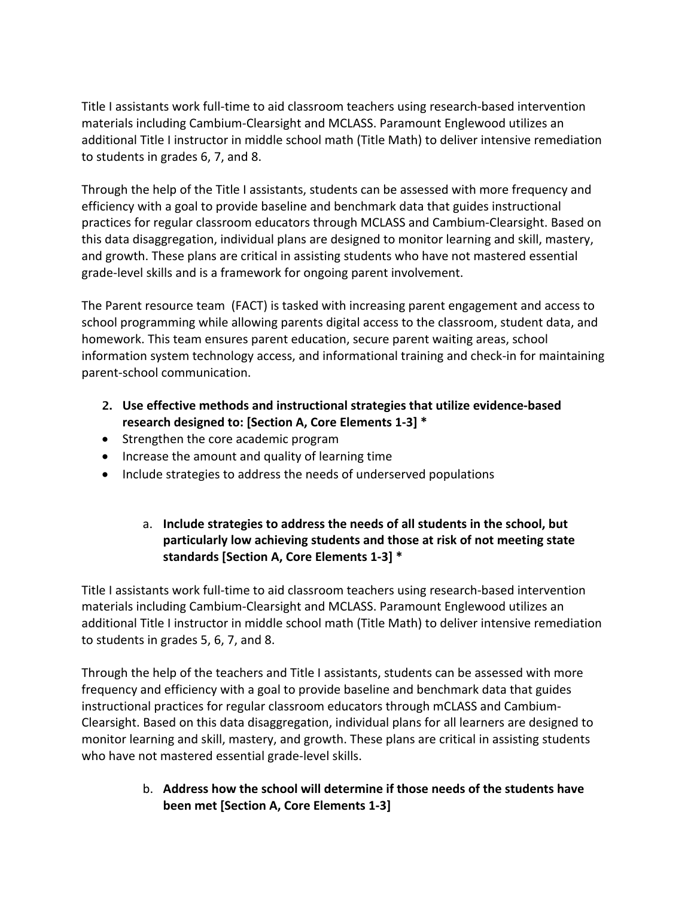Title I assistants work full-time to aid classroom teachers using research-based intervention materials including Cambium-Clearsight and MCLASS. Paramount Englewood utilizes an additional Title I instructor in middle school math (Title Math) to deliver intensive remediation to students in grades 6, 7, and 8.

Through the help of the Title I assistants, students can be assessed with more frequency and efficiency with a goal to provide baseline and benchmark data that guides instructional practices for regular classroom educators through MCLASS and Cambium-Clearsight. Based on this data disaggregation, individual plans are designed to monitor learning and skill, mastery, and growth. These plans are critical in assisting students who have not mastered essential grade-level skills and is a framework for ongoing parent involvement.

The Parent resource team (FACT) is tasked with increasing parent engagement and access to school programming while allowing parents digital access to the classroom, student data, and homework. This team ensures parent education, secure parent waiting areas, school information system technology access, and informational training and check-in for maintaining parent-school communication.

2. **Use effective methods and instructional strategies that utilize evidence-based research designed to: [Section A, Core Elements 1-3] ***

- Strengthen the core academic program
- Increase the amount and quality of learning time
- Include strategies to address the needs of underserved populations

   a. **Include strategies to address the needs of all students in the school, but particularly low achieving students and those at risk of not meeting state standards [Section A, Core Elements 1-3] ***

Title I assistants work full-time to aid classroom teachers using research-based intervention materials including Cambium-Clearsight and MCLASS. Paramount Englewood utilizes an additional Title I instructor in middle school math (Title Math) to deliver intensive remediation to students in grades 5, 6, 7, and 8.

Through the help of the teachers and Title I assistants, students can be assessed with more frequency and efficiency with a goal to provide baseline and benchmark data that guides instructional practices for regular classroom educators through mCLASS and Cambium-Clearsight. Based on this data disaggregation, individual plans for all learners are designed to monitor learning and skill, mastery, and growth. These plans are critical in assisting students who have not mastered essential grade-level skills.

   b. **Address how the school will determine if those needs of the students have been met [Section A, Core Elements 1-3]**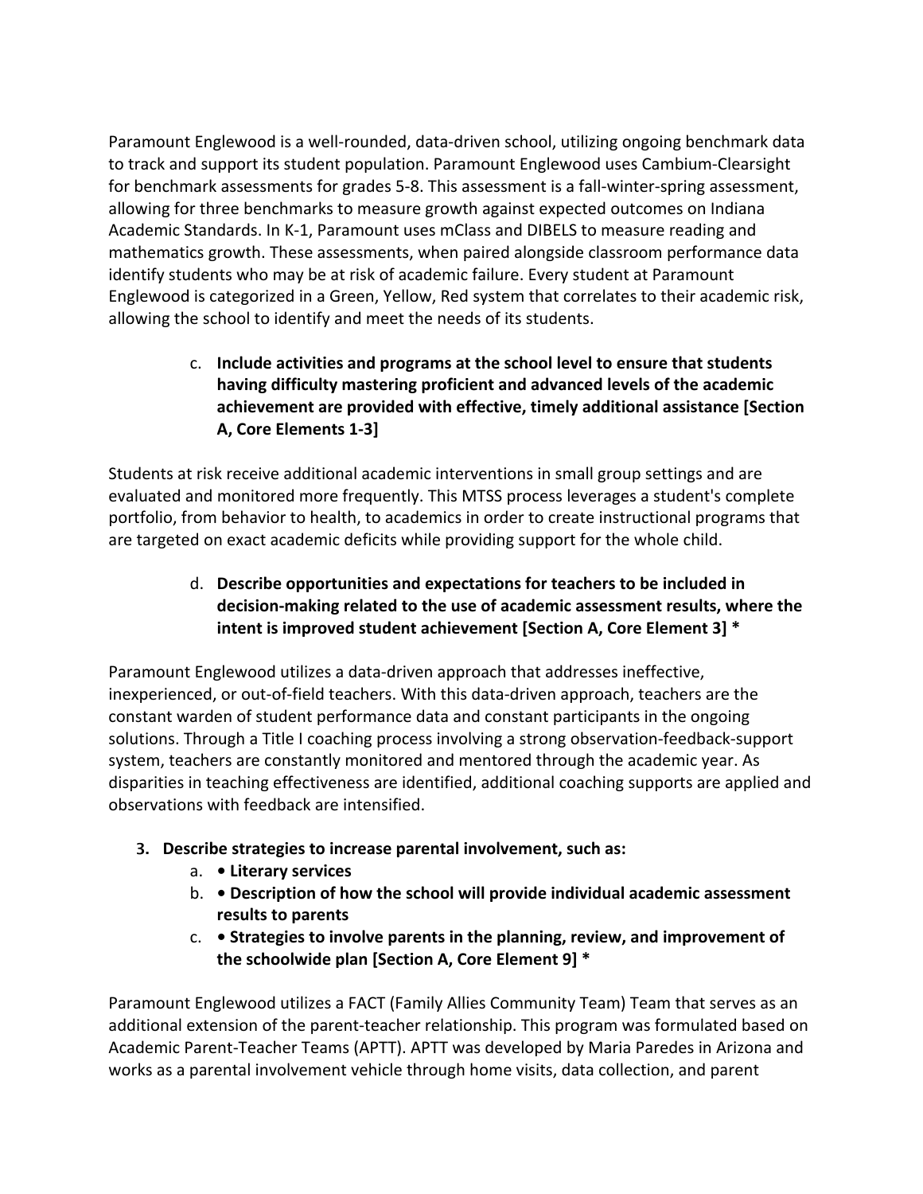Paramount Englewood is a well-rounded, data-driven school, utilizing ongoing benchmark data to track and support its student population. Paramount Englewood uses Cambium-Clearsight for benchmark assessments for grades 5-8. This assessment is a fall-winter-spring assessment, allowing for three benchmarks to measure growth against expected outcomes on Indiana Academic Standards. In K-1, Paramount uses mClass and DIBELS to measure reading and mathematics growth. These assessments, when paired alongside classroom performance data identify students who may be at risk of academic failure. Every student at Paramount Englewood is categorized in a Green, Yellow, Red system that correlates to their academic risk, allowing the school to identify and meet the needs of its students.

c. **Include activities and programs at the school level to ensure that students having difficulty mastering proficient and advanced levels of the academic achievement are provided with effective, timely additional assistance [Section A, Core Elements 1-3]**

Students at risk receive additional academic interventions in small group settings and are evaluated and monitored more frequently. This MTSS process leverages a student's complete portfolio, from behavior to health, to academics in order to create instructional programs that are targeted on exact academic deficits while providing support for the whole child.

d. **Describe opportunities and expectations for teachers to be included in decision-making related to the use of academic assessment results, where the intent is improved student achievement [Section A, Core Element 3] ***

Paramount Englewood utilizes a data-driven approach that addresses ineffective, inexperienced, or out-of-field teachers. With this data-driven approach, teachers are the constant warden of student performance data and constant participants in the ongoing solutions. Through a Title I coaching process involving a strong observation-feedback-support system, teachers are constantly monitored and mentored through the academic year. As disparities in teaching effectiveness are identified, additional coaching supports are applied and observations with feedback are intensified.

3. **Describe strategies to increase parental involvement, such as:**
   a. **• Literary services**
   b. **• Description of how the school will provide individual academic assessment results to parents**
   c. **• Strategies to involve parents in the planning, review, and improvement of the schoolwide plan [Section A, Core Element 9] ***

Paramount Englewood utilizes a FACT (Family Allies Community Team) Team that serves as an additional extension of the parent-teacher relationship. This program was formulated based on Academic Parent-Teacher Teams (APTT). APTT was developed by Maria Paredes in Arizona and works as a parental involvement vehicle through home visits, data collection, and parent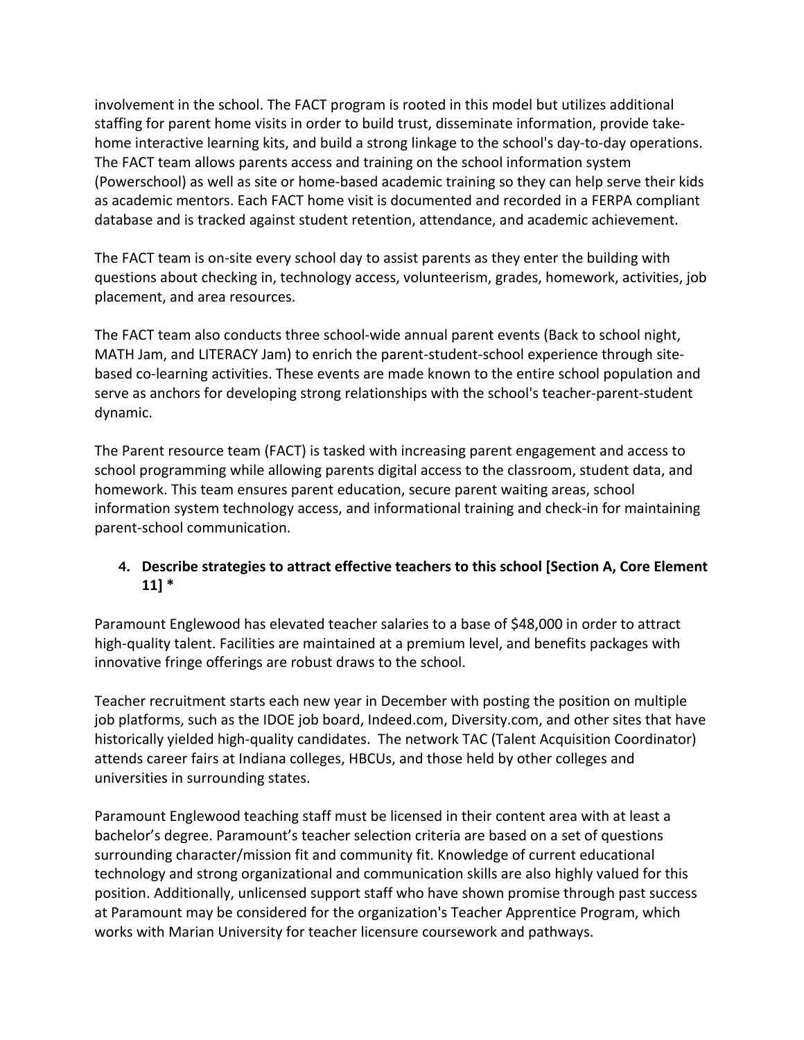involvement in the school. The FACT program is rooted in this model but utilizes additional staffing for parent home visits in order to build trust, disseminate information, provide take-home interactive learning kits, and build a strong linkage to the school's day-to-day operations. The FACT team allows parents access and training on the school information system (Powerschool) as well as site or home-based academic training so they can help serve their kids as academic mentors. Each FACT home visit is documented and recorded in a FERPA compliant database and is tracked against student retention, attendance, and academic achievement.

The FACT team is on-site every school day to assist parents as they enter the building with questions about checking in, technology access, volunteerism, grades, homework, activities, job placement, and area resources.

The FACT team also conducts three school-wide annual parent events (Back to school night, MATH Jam, and LITERACY Jam) to enrich the parent-student-school experience through site-based co-learning activities. These events are made known to the entire school population and serve as anchors for developing strong relationships with the school's teacher-parent-student dynamic.

The Parent resource team (FACT) is tasked with increasing parent engagement and access to school programming while allowing parents digital access to the classroom, student data, and homework. This team ensures parent education, secure parent waiting areas, school information system technology access, and informational training and check-in for maintaining parent-school communication.

4. **Describe strategies to attract effective teachers to this school [Section A, Core Element 11] ***

Paramount Englewood has elevated teacher salaries to a base of $48,000 in order to attract high-quality talent. Facilities are maintained at a premium level, and benefits packages with innovative fringe offerings are robust draws to the school.

Teacher recruitment starts each new year in December with posting the position on multiple job platforms, such as the IDOE job board, Indeed.com, Diversity.com, and other sites that have historically yielded high-quality candidates. The network TAC (Talent Acquisition Coordinator) attends career fairs at Indiana colleges, HBCUs, and those held by other colleges and universities in surrounding states.

Paramount Englewood teaching staff must be licensed in their content area with at least a bachelor's degree. Paramount's teacher selection criteria are based on a set of questions surrounding character/mission fit and community fit. Knowledge of current educational technology and strong organizational and communication skills are also highly valued for this position. Additionally, unlicensed support staff who have shown promise through past success at Paramount may be considered for the organization's Teacher Apprentice Program, which works with Marian University for teacher licensure coursework and pathways.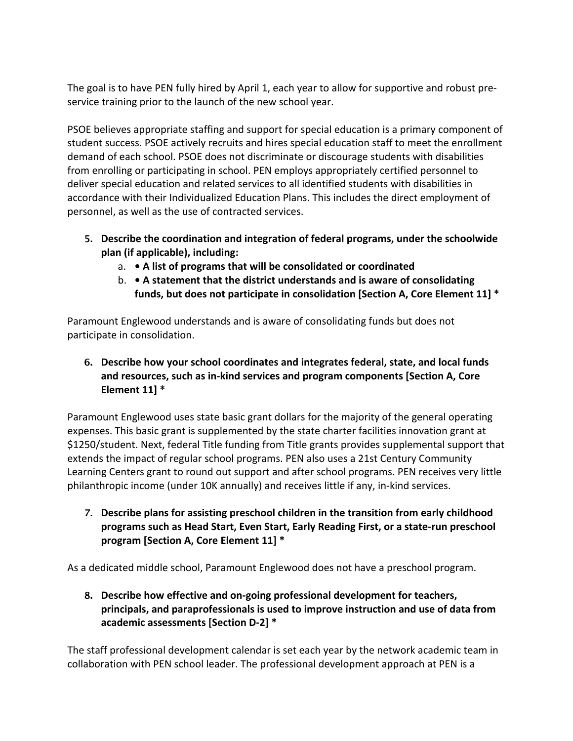The goal is to have PEN fully hired by April 1, each year to allow for supportive and robust pre-service training prior to the launch of the new school year.

PSOE believes appropriate staffing and support for special education is a primary component of student success. PSOE actively recruits and hires special education staff to meet the enrollment demand of each school. PSOE does not discriminate or discourage students with disabilities from enrolling or participating in school. PEN employs appropriately certified personnel to deliver special education and related services to all identified students with disabilities in accordance with their Individualized Education Plans. This includes the direct employment of personnel, as well as the use of contracted services.

5. **Describe the coordination and integration of federal programs, under the schoolwide plan (if applicable), including:**
   a. **• A list of programs that will be consolidated or coordinated**
   b. **• A statement that the district understands and is aware of consolidating funds, but does not participate in consolidation [Section A, Core Element 11] ***

Paramount Englewood understands and is aware of consolidating funds but does not participate in consolidation.

6. **Describe how your school coordinates and integrates federal, state, and local funds and resources, such as in-kind services and program components [Section A, Core Element 11] ***

Paramount Englewood uses state basic grant dollars for the majority of the general operating expenses. This basic grant is supplemented by the state charter facilities innovation grant at $1250/student. Next, federal Title funding from Title grants provides supplemental support that extends the impact of regular school programs. PEN also uses a 21st Century Community Learning Centers grant to round out support and after school programs. PEN receives very little philanthropic income (under 10K annually) and receives little if any, in-kind services.

7. **Describe plans for assisting preschool children in the transition from early childhood programs such as Head Start, Even Start, Early Reading First, or a state-run preschool program [Section A, Core Element 11] ***

As a dedicated middle school, Paramount Englewood does not have a preschool program.

8. **Describe how effective and on-going professional development for teachers, principals, and paraprofessionals is used to improve instruction and use of data from academic assessments [Section D-2] ***

The staff professional development calendar is set each year by the network academic team in collaboration with PEN school leader. The professional development approach at PEN is a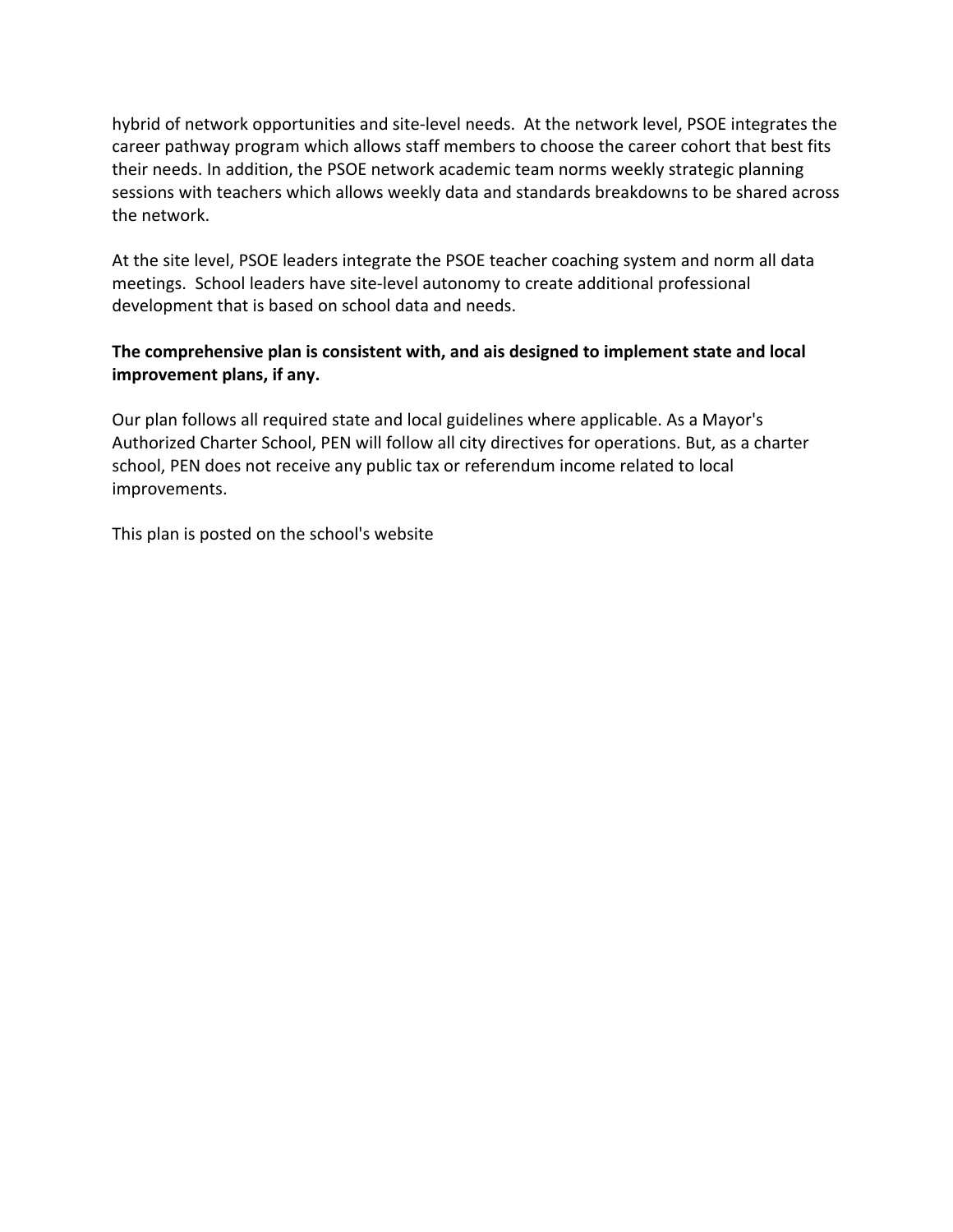hybrid of network opportunities and site-level needs.  At the network level, PSOE integrates the career pathway program which allows staff members to choose the career cohort that best fits their needs. In addition, the PSOE network academic team norms weekly strategic planning sessions with teachers which allows weekly data and standards breakdowns to be shared across the network.

At the site level, PSOE leaders integrate the PSOE teacher coaching system and norm all data meetings.  School leaders have site-level autonomy to create additional professional development that is based on school data and needs.

**The comprehensive plan is consistent with, and ais designed to implement state and local improvement plans, if any.**

Our plan follows all required state and local guidelines where applicable. As a Mayor's Authorized Charter School, PEN will follow all city directives for operations. But, as a charter school, PEN does not receive any public tax or referendum income related to local improvements.

This plan is posted on the school's website